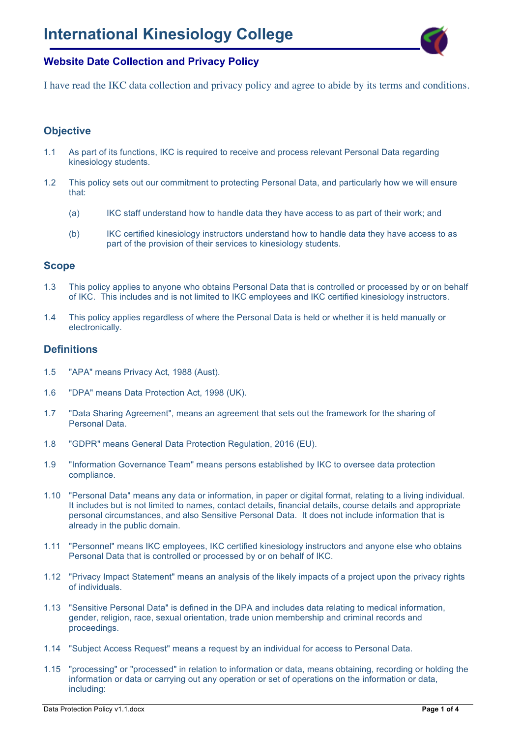# International Kinesiology College

## Website Date Collection and Privacy Policy

I have read the IKC data collection and privacy policy and agree to abide by its terms and conditions.

### Objective

1.1 As part of its functions, IKC is required to receive and process relevant Personal Data regarding kinesiology students.

1.2 This policy sets out our commitment to protecting Personal Data, and particularly how we will ensure that:

(a) IKC staff understand how to handle data they have access to as part of their work; and

(b) IKC certified kinesiology instructors understand how to handle data they have access to as part of the provision of their services to kinesiology students.

### Scope

1.3 This policy applies to anyone who obtains Personal Data that is controlled or processed by or on behalf of IKC. This includes and is not limited to IKC employees and IKC certified kinesiology instructors.

1.4 This policy applies regardless of where the Personal Data is held or whether it is held manually or electronically.

### Definitions

1.5 "APA" means Privacy Act, 1988 (Aust).

1.6 "DPA" means Data Protection Act, 1998 (UK).

1.7 "Data Sharing Agreement", means an agreement that sets out the framework for the sharing of Personal Data.

1.8 "GDPR" means General Data Protection Regulation, 2016 (EU).

1.9 "Information Governance Team" means persons established by IKC to oversee data protection compliance.

1.10 "Personal Data" means any data or information, in paper or digital format, relating to a living individual. It includes but is not limited to names, contact details, financial details, course details and appropriate personal circumstances, and also Sensitive Personal Data. It does not include information that is already in the public domain.

1.11 "Personnel" means IKC employees, IKC certified kinesiology instructors and anyone else who obtains Personal Data that is controlled or processed by or on behalf of IKC.

1.12 "Privacy Impact Statement" means an analysis of the likely impacts of a project upon the privacy rights of individuals.

1.13 "Sensitive Personal Data" is defined in the DPA and includes data relating to medical information, gender, religion, race, sexual orientation, trade union membership and criminal records and proceedings.

1.14 "Subject Access Request" means a request by an individual for access to Personal Data.

1.15 "processing" or "processed" in relation to information or data, means obtaining, recording or holding the information or data or carrying out any operation or set of operations on the information or data, including: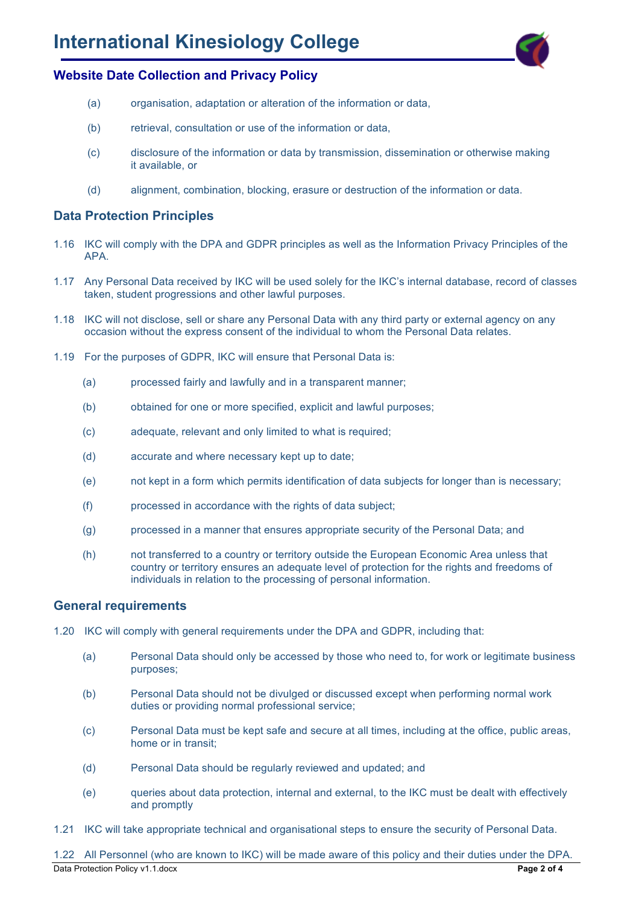(a) organisation, adaptation or alteration of the information or data,

(b) retrieval, consultation or use of the information or data,

(c) disclosure of the information or data by transmission, dissemination or otherwise making it available, or

(d) alignment, combination, blocking, erasure or destruction of the information or data.

## Data Protection Principles

1.16 IKC will comply with the DPA and GDPR principles as well as the Information Privacy Principles of the APA.

1.17 Any Personal Data received by IKC will be used solely for the IKC's internal database, record of classes taken, student progressions and other lawful purposes.

1.18 IKC will not disclose, sell or share any Personal Data with any third party or external agency on any occasion without the express consent of the individual to whom the Personal Data relates.

1.19 For the purposes of GDPR, IKC will ensure that Personal Data is:

(a) processed fairly and lawfully and in a transparent manner;

(b) obtained for one or more specified, explicit and lawful purposes;

(c) adequate, relevant and only limited to what is required;

(d) accurate and where necessary kept up to date;

(e) not kept in a form which permits identification of data subjects for longer than is necessary;

(f) processed in accordance with the rights of data subject;

(g) processed in a manner that ensures appropriate security of the Personal Data; and

(h) not transferred to a country or territory outside the European Economic Area unless that country or territory ensures an adequate level of protection for the rights and freedoms of individuals in relation to the processing of personal information.

## General requirements

1.20 IKC will comply with general requirements under the DPA and GDPR, including that:

(a) Personal Data should only be accessed by those who need to, for work or legitimate business purposes;

(b) Personal Data should not be divulged or discussed except when performing normal work duties or providing normal professional service;

(c) Personal Data must be kept safe and secure at all times, including at the office, public areas, home or in transit;

(d) Personal Data should be regularly reviewed and updated; and

(e) queries about data protection, internal and external, to the IKC must be dealt with effectively and promptly

1.21 IKC will take appropriate technical and organisational steps to ensure the security of Personal Data.

1.22 All Personnel (who are known to IKC) will be made aware of this policy and their duties under the DPA.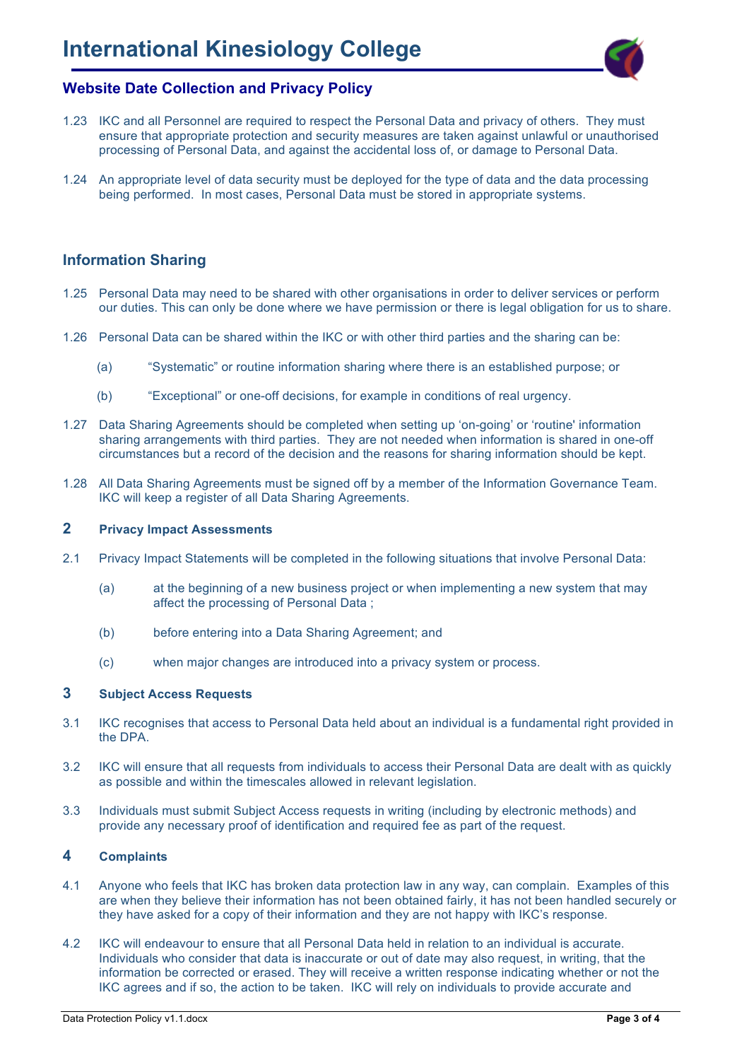1.23 IKC and all Personnel are required to respect the Personal Data and privacy of others. They must ensure that appropriate protection and security measures are taken against unlawful or unauthorised processing of Personal Data, and against the accidental loss of, or damage to Personal Data.

1.24 An appropriate level of data security must be deployed for the type of data and the data processing being performed. In most cases, Personal Data must be stored in appropriate systems.

## Information Sharing

1.25 Personal Data may need to be shared with other organisations in order to deliver services or perform our duties. This can only be done where we have permission or there is legal obligation for us to share.

1.26 Personal Data can be shared within the IKC or with other third parties and the sharing can be:

(a) "Systematic" or routine information sharing where there is an established purpose; or

(b) "Exceptional" or one-off decisions, for example in conditions of real urgency.

1.27 Data Sharing Agreements should be completed when setting up 'on-going' or 'routine' information sharing arrangements with third parties. They are not needed when information is shared in one-off circumstances but a record of the decision and the reasons for sharing information should be kept.

1.28 All Data Sharing Agreements must be signed off by a member of the Information Governance Team. IKC will keep a register of all Data Sharing Agreements.

## 2 Privacy Impact Assessments

2.1 Privacy Impact Statements will be completed in the following situations that involve Personal Data:

(a) at the beginning of a new business project or when implementing a new system that may affect the processing of Personal Data ;

(b) before entering into a Data Sharing Agreement; and

(c) when major changes are introduced into a privacy system or process.

## 3 Subject Access Requests

3.1 IKC recognises that access to Personal Data held about an individual is a fundamental right provided in the DPA.

3.2 IKC will ensure that all requests from individuals to access their Personal Data are dealt with as quickly as possible and within the timescales allowed in relevant legislation.

3.3 Individuals must submit Subject Access requests in writing (including by electronic methods) and provide any necessary proof of identification and required fee as part of the request.

## 4 Complaints

4.1 Anyone who feels that IKC has broken data protection law in any way, can complain. Examples of this are when they believe their information has not been obtained fairly, it has not been handled securely or they have asked for a copy of their information and they are not happy with IKC's response.

4.2 IKC will endeavour to ensure that all Personal Data held in relation to an individual is accurate. Individuals who consider that data is inaccurate or out of date may also request, in writing, that the information be corrected or erased. They will receive a written response indicating whether or not the IKC agrees and if so, the action to be taken. IKC will rely on individuals to provide accurate and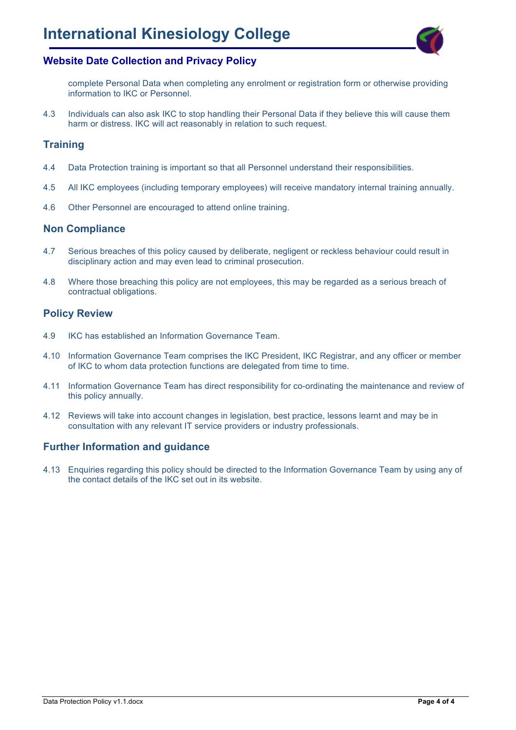complete Personal Data when completing any enrolment or registration form or otherwise providing information to IKC or Personnel.

4.3 Individuals can also ask IKC to stop handling their Personal Data if they believe this will cause them harm or distress. IKC will act reasonably in relation to such request.

## Training

4.4 Data Protection training is important so that all Personnel understand their responsibilities.

4.5 All IKC employees (including temporary employees) will receive mandatory internal training annually.

4.6 Other Personnel are encouraged to attend online training.

## Non Compliance

4.7 Serious breaches of this policy caused by deliberate, negligent or reckless behaviour could result in disciplinary action and may even lead to criminal prosecution.

4.8 Where those breaching this policy are not employees, this may be regarded as a serious breach of contractual obligations.

## Policy Review

4.9 IKC has established an Information Governance Team.

4.10 Information Governance Team comprises the IKC President, IKC Registrar, and any officer or member of IKC to whom data protection functions are delegated from time to time.

4.11 Information Governance Team has direct responsibility for co-ordinating the maintenance and review of this policy annually.

4.12 Reviews will take into account changes in legislation, best practice, lessons learnt and may be in consultation with any relevant IT service providers or industry professionals.

## Further Information and guidance

4.13 Enquiries regarding this policy should be directed to the Information Governance Team by using any of the contact details of the IKC set out in its website.